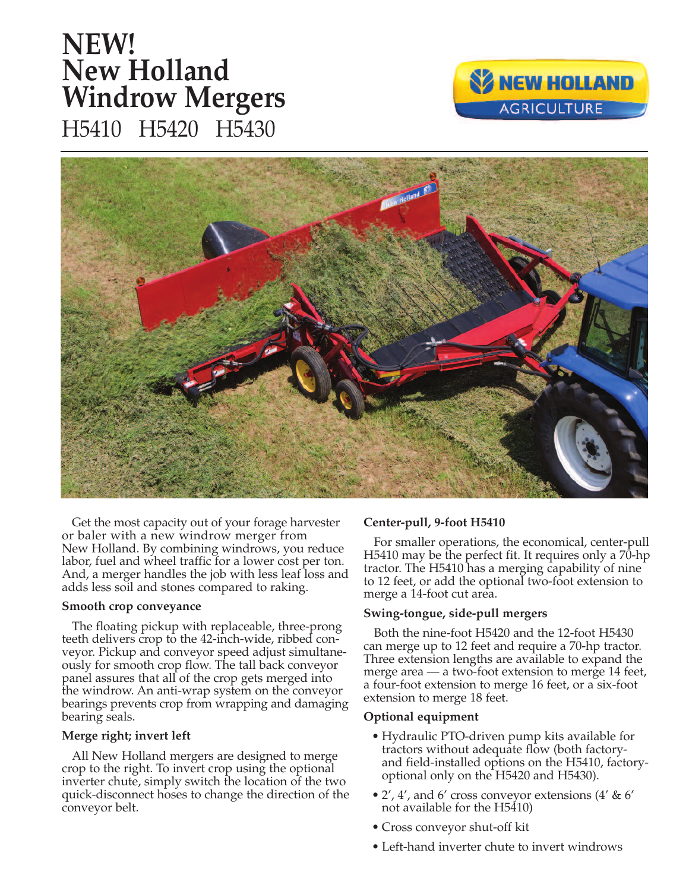# NEW! New Holland Windrow Mergers

H5410 H5420 H5430

Get the most capacity out of your forage harvester or baler with a new windrow merger from New Holland. By combining windrows, you reduce labor, fuel and wheel traffic for a lower cost per ton. And, a merger handles the job with less leaf loss and adds less soil and stones compared to raking.

**Smooth crop conveyance**

The floating pickup with replaceable, three-prong teeth delivers crop to the 42-inch-wide, ribbed conveyor. Pickup and conveyor speed adjust simultaneously for smooth crop flow. The tall back conveyor panel assures that all of the crop gets merged into the windrow. An anti-wrap system on the conveyor bearings prevents crop from wrapping and damaging bearing seals.

**Merge right; invert left**

All New Holland mergers are designed to merge crop to the right. To invert crop using the optional inverter chute, simply switch the location of the two quick-disconnect hoses to change the direction of the conveyor belt.

**Center-pull, 9-foot H5410**

For smaller operations, the economical, center-pull H5410 may be the perfect fit. It requires only a 70-hp tractor. The H5410 has a merging capability of nine to 12 feet, or add the optional two-foot extension to merge a 14-foot cut area.

**Swing-tongue, side-pull mergers**

Both the nine-foot H5420 and the 12-foot H5430 can merge up to 12 feet and require a 70-hp tractor. Three extension lengths are available to expand the merge area — a two-foot extension to merge 14 feet, a four-foot extension to merge 16 feet, or a six-foot extension to merge 18 feet.

**Optional equipment**

- Hydraulic PTO-driven pump kits available for tractors without adequate flow (both factory- and field-installed options on the H5410, factory-optional only on the H5420 and H5430).
- 2′, 4′, and 6′ cross conveyor extensions (4′ & 6′ not available for the H5410)
- Cross conveyor shut-off kit
- Left-hand inverter chute to invert windrows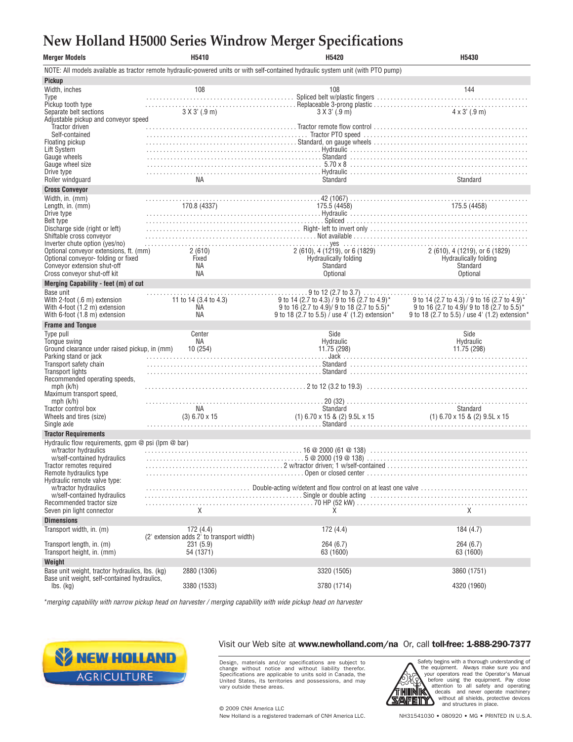# New Holland H5000 Series Windrow Merger Specifications

| Merger Models | H5410 | H5420 | H5430 |
|---|---|---|---|
| NOTE: All models available as tractor remote hydraulic-powered units or with self-contained hydraulic system unit (with PTO pump) | | | |
| **Pickup** | | | |
| Width, inches | 108 | 108 | 144 |
| Type | Spliced belt w/plastic fingers | Spliced belt w/plastic fingers | Spliced belt w/plastic fingers |
| Pickup tooth type | Replaceable 3-prong plastic | Replaceable 3-prong plastic | Replaceable 3-prong plastic |
| Separate belt sections | 3 X 3' (.9 m) | 3 X 3' (.9 m) | 4 x 3' (.9 m) |
| Adjustable pickup and conveyor speed | | | |
| Tractor driven | Tractor remote flow control | Tractor remote flow control | Tractor remote flow control |
| Self-contained | Tractor PTO speed | Tractor PTO speed | Tractor PTO speed |
| Floating pickup | Standard, on gauge wheels | Standard, on gauge wheels | Standard, on gauge wheels |
| Lift System | Hydraulic | Hydraulic | Hydraulic |
| Gauge wheels | Standard | Standard | Standard |
| Gauge wheel size | 5.70 x 8 | 5.70 x 8 | 5.70 x 8 |
| Drive type | Hydraulic | Hydraulic | Hydraulic |
| Roller windguard | NA | Standard | Standard |
| **Cross Conveyor** | | | |
| Width, in. (mm) | 42 (1067) | 42 (1067) | 42 (1067) |
| Length, in. (mm) | 170.8 (4337) | 175.5 (4458) | 175.5 (4458) |
| Drive type | Hydraulic | Hydraulic | Hydraulic |
| Belt type | Spliced | Spliced | Spliced |
| Discharge side (right or left) | Right- left to invert only | Right- left to invert only | Right- left to invert only |
| Shiftable cross conveyor | Not available | Not available | Not available |
| Inverter chute option (yes/no) | yes | yes | yes |
| Optional conveyor extensions, ft. (mm) | 2 (610) | 2 (610), 4 (1219), or 6 (1829) | 2 (610), 4 (1219), or 6 (1829) |
| Optional conveyor- folding or fixed | Fixed | Hydraulically folding | Hydraulically folding |
| Conveyor extension shut-off | NA | Standard | Standard |
| Cross conveyor shut-off kit | NA | Optional | Optional |
| **Merging Capability - feet (m) of cut** | | | |
| Base unit | 9 to 12 (2.7 to 3.7) | 9 to 12 (2.7 to 3.7) | 9 to 12 (2.7 to 3.7) |
| With 2-foot (.6 m) extension | 11 to 14 (3.4 to 4.3) | 9 to 14 (2.7 to 4.3) / 9 to 16 (2.7 to 4.9)* | 9 to 14 (2.7 to 4.3) / 9 to 16 (2.7 to 4.9)* |
| With 4-foot (1.2 m) extension | NA | 9 to 16 (2.7 to 4.9)/ 9 to 18 (2.7 to 5.5)* | 9 to 16 (2.7 to 4.9)/ 9 to 18 (2.7 to 5.5)* |
| With 6-foot (1.8 m) extension | NA | 9 to 18 (2.7 to 5.5) / use 4' (1.2) extension* | 9 to 18 (2.7 to 5.5) / use 4' (1.2) extension* |
| **Frame and Tongue** | | | |
| Type pull | Center | Side | Side |
| Tongue swing | NA | Hydraulic | Hydraulic |
| Ground clearance under raised pickup, in (mm) | 10 (254) | 11.75 (298) | 11.75 (298) |
| Parking stand or jack | Jack | Jack | Jack |
| Transport safety chain | Standard | Standard | Standard |
| Transport lights | Standard | Standard | Standard |
| Recommended operating speeds, mph (k/h) | 2 to 12 (3.2 to 19.3) | 2 to 12 (3.2 to 19.3) | 2 to 12 (3.2 to 19.3) |
| Maximum transport speed, mph (k/h) | 20 (32) | 20 (32) | 20 (32) |
| Tractor control box | NA | Standard | Standard |
| Wheels and tires (size) | (3) 6.70 x 15 | (1) 6.70 x 15 & (2) 9.5L x 15 | (1) 6.70 x 15 & (2) 9.5L x 15 |
| Single axle | Standard | Standard | Standard |
| **Tractor Requirements** | | | |
| Hydraulic flow requirements, gpm @ psi (lpm @ bar) | | | |
| w/tractor hydraulics | 16 @ 2000 (61 @ 138) | 16 @ 2000 (61 @ 138) | 16 @ 2000 (61 @ 138) |
| w/self-contained hydraulics | 5 @ 2000 (19 @ 138) | 5 @ 2000 (19 @ 138) | 5 @ 2000 (19 @ 138) |
| Tractor remotes required | 2 w/tractor driven; 1 w/self-contained | 2 w/tractor driven; 1 w/self-contained | 2 w/tractor driven; 1 w/self-contained |
| Remote hydraulics type | Open or closed center | Open or closed center | Open or closed center |
| Hydraulic remote valve type: | | | |
| w/tractor hydraulics | Double-acting w/detent and flow control on at least one valve | Double-acting w/detent and flow control on at least one valve | Double-acting w/detent and flow control on at least one valve |
| w/self-contained hydraulics | Single or double acting | Single or double acting | Single or double acting |
| Recommended tractor size | 70 HP (52 kW) | 70 HP (52 kW) | 70 HP (52 kW) |
| Seven pin light connector | X | X | X |
| **Dimensions** | | | |
| Transport width, in. (m) | 172 (4.4) (2' extension adds 2' to transport width) | 172 (4.4) | 184 (4.7) |
| Transport length, in. (m) | 231 (5.9) | 264 (6.7) | 264 (6.7) |
| Transport height, in. (mm) | 54 (1371) | 63 (1600) | 63 (1600) |
| **Weight** | | | |
| Base unit weight, tractor hydraulics, lbs. (kg) | 2880 (1306) | 3320 (1505) | 3860 (1751) |
| Base unit weight, self-contained hydraulics, lbs. (kg) | 3380 (1533) | 3780 (1714) | 4320 (1960) |

*\*merging capability with narrow pickup head on harvester / merging capability with wide pickup head on harvester*

NEW HOLLAND AGRICULTURE

Visit our Web site at **www.newholland.com/na** Or, call **toll-free: 1-888-290-7377**

Design, materials and/or specifications are subject to change without notice and without liability therefor. Specifications are applicable to units sold in Canada, the United States, its territories and possessions, and may vary outside these areas.

Safety begins with a thorough understanding of the equipment. Always make sure you and your operators read the Operator's Manual before using the equipment. Pay close attention to all safety and operating decals and never operate machinery without all shields, protective devices and structures in place.

© 2009 CNH America LLC
New Holland is a registered trademark of CNH America LLC.

NH31541030 • 080920 • MG • PRINTED IN U.S.A.